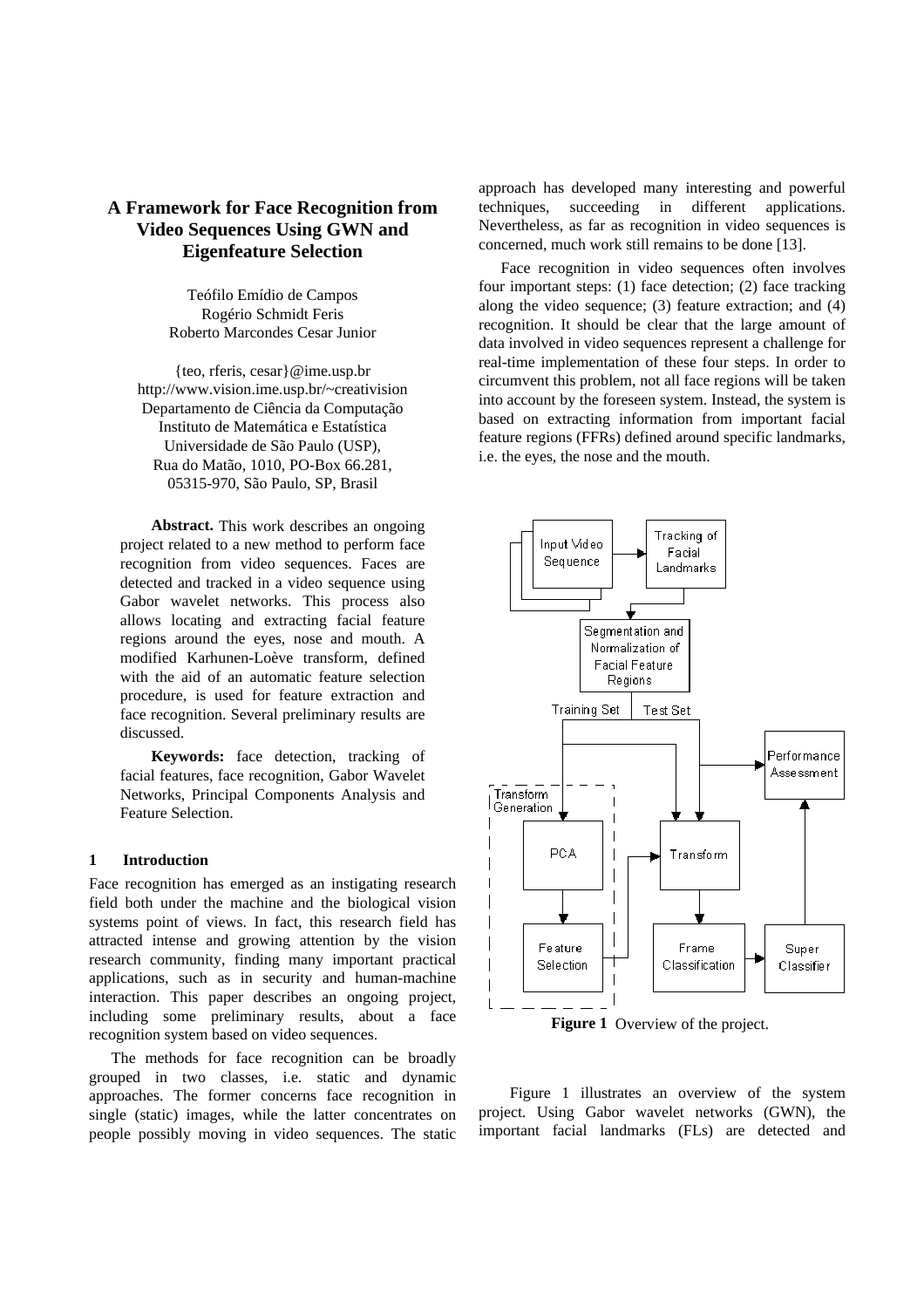# A Framework for Face Recognition from Video Sequences Using GWN and Eigenfeature Selection

Teófilo Emídio de Campos
Rogério Schmidt Feris
Roberto Marcondes Cesar Junior

{teo, rferis, cesar}@ime.usp.br
http://www.vision.ime.usp.br/~creativision
Departamento de Ciência da Computação
Instituto de Matemática e Estatística
Universidade de São Paulo (USP),
Rua do Matão, 1010, PO-Box 66.281,
05315-970, São Paulo, SP, Brasil

**Abstract.** This work describes an ongoing project related to a new method to perform face recognition from video sequences. Faces are detected and tracked in a video sequence using Gabor wavelet networks. This process also allows locating and extracting facial feature regions around the eyes, nose and mouth. A modified Karhunen-Loève transform, defined with the aid of an automatic feature selection procedure, is used for feature extraction and face recognition. Several preliminary results are discussed.

**Keywords:** face detection, tracking of facial features, face recognition, Gabor Wavelet Networks, Principal Components Analysis and Feature Selection.

## 1 Introduction

Face recognition has emerged as an instigating research field both under the machine and the biological vision systems point of views. In fact, this research field has attracted intense and growing attention by the vision research community, finding many important practical applications, such as in security and human-machine interaction. This paper describes an ongoing project, including some preliminary results, about a face recognition system based on video sequences.

The methods for face recognition can be broadly grouped in two classes, i.e. static and dynamic approaches. The former concerns face recognition in single (static) images, while the latter concentrates on people possibly moving in video sequences. The static approach has developed many interesting and powerful techniques, succeeding in different applications. Nevertheless, as far as recognition in video sequences is concerned, much work still remains to be done [13].

Face recognition in video sequences often involves four important steps: (1) face detection; (2) face tracking along the video sequence; (3) feature extraction; and (4) recognition. It should be clear that the large amount of data involved in video sequences represent a challenge for real-time implementation of these four steps. In order to circumvent this problem, not all face regions will be taken into account by the foreseen system. Instead, the system is based on extracting information from important facial feature regions (FFRs) defined around specific landmarks, i.e. the eyes, the nose and the mouth.

**Figure 1** Overview of the project.

Figure 1 illustrates an overview of the system project. Using Gabor wavelet networks (GWN), the important facial landmarks (FLs) are detected and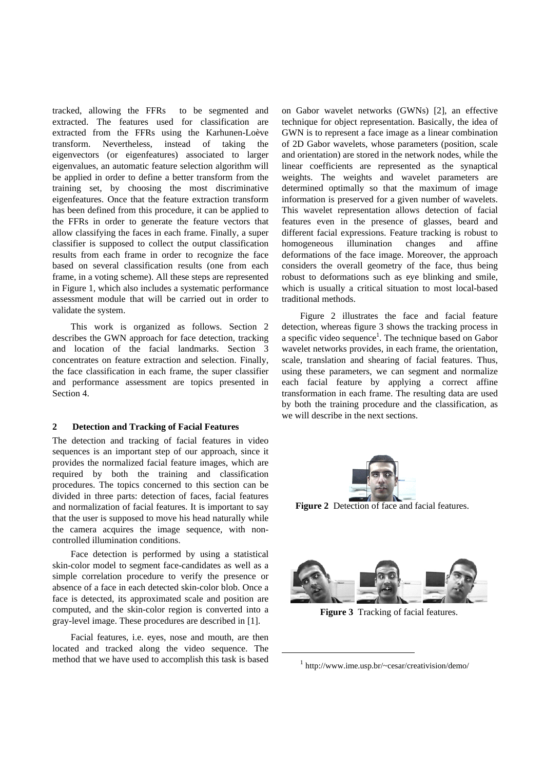tracked, allowing the FFRs to be segmented and extracted. The features used for classification are extracted from the FFRs using the Karhunen-Loève transform. Nevertheless, instead of taking the eigenvectors (or eigenfeatures) associated to larger eigenvalues, an automatic feature selection algorithm will be applied in order to define a better transform from the training set, by choosing the most discriminative eigenfeatures. Once that the feature extraction transform has been defined from this procedure, it can be applied to the FFRs in order to generate the feature vectors that allow classifying the faces in each frame. Finally, a super classifier is supposed to collect the output classification results from each frame in order to recognize the face based on several classification results (one from each frame, in a voting scheme). All these steps are represented in Figure 1, which also includes a systematic performance assessment module that will be carried out in order to validate the system.

This work is organized as follows. Section 2 describes the GWN approach for face detection, tracking and location of the facial landmarks. Section 3 concentrates on feature extraction and selection. Finally, the face classification in each frame, the super classifier and performance assessment are topics presented in Section 4.

## 2 Detection and Tracking of Facial Features

The detection and tracking of facial features in video sequences is an important step of our approach, since it provides the normalized facial feature images, which are required by both the training and classification procedures. The topics concerned to this section can be divided in three parts: detection of faces, facial features and normalization of facial features. It is important to say that the user is supposed to move his head naturally while the camera acquires the image sequence, with non-controlled illumination conditions.

Face detection is performed by using a statistical skin-color model to segment face-candidates as well as a simple correlation procedure to verify the presence or absence of a face in each detected skin-color blob. Once a face is detected, its approximated scale and position are computed, and the skin-color region is converted into a gray-level image. These procedures are described in [1].

Facial features, i.e. eyes, nose and mouth, are then located and tracked along the video sequence. The method that we have used to accomplish this task is based on Gabor wavelet networks (GWNs) [2], an effective technique for object representation. Basically, the idea of GWN is to represent a face image as a linear combination of 2D Gabor wavelets, whose parameters (position, scale and orientation) are stored in the network nodes, while the linear coefficients are represented as the synaptical weights. The weights and wavelet parameters are determined optimally so that the maximum of image information is preserved for a given number of wavelets. This wavelet representation allows detection of facial features even in the presence of glasses, beard and different facial expressions. Feature tracking is robust to homogeneous illumination changes and affine deformations of the face image. Moreover, the approach considers the overall geometry of the face, thus being robust to deformations such as eye blinking and smile, which is usually a critical situation to most local-based traditional methods.

Figure 2 illustrates the face and facial feature detection, whereas figure 3 shows the tracking process in a specific video sequence[1]. The technique based on Gabor wavelet networks provides, in each frame, the orientation, scale, translation and shearing of facial features. Thus, using these parameters, we can segment and normalize each facial feature by applying a correct affine transformation in each frame. The resulting data are used by both the training procedure and the classification, as we will describe in the next sections.

**Figure 2** Detection of face and facial features.

**Figure 3** Tracking of facial features.

[1] http://www.ime.usp.br/~cesar/creativision/demo/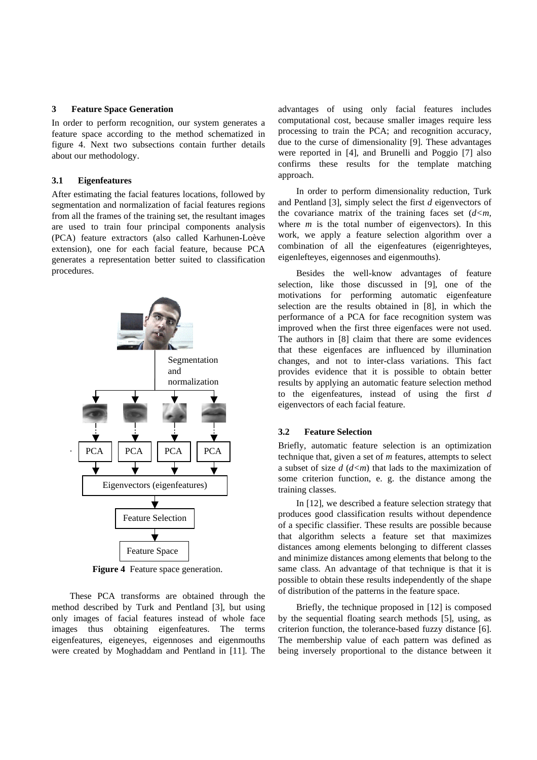## 3 Feature Space Generation

In order to perform recognition, our system generates a feature space according to the method schematized in figure 4. Next two subsections contain further details about our methodology.

### 3.1 Eigenfeatures

After estimating the facial features locations, followed by segmentation and normalization of facial features regions from all the frames of the training set, the resultant images are used to train four principal components analysis (PCA) feature extractors (also called Karhunen-Loève extension), one for each facial feature, because PCA generates a representation better suited to classification procedures.

**Figure 4** Feature space generation.

These PCA transforms are obtained through the method described by Turk and Pentland [3], but using only images of facial features instead of whole face images thus obtaining eigenfeatures. The terms eigenfeatures, eigeneyes, eigennoses and eigenmouths were created by Moghaddam and Pentland in [11]. The advantages of using only facial features includes computational cost, because smaller images require less processing to train the PCA; and recognition accuracy, due to the curse of dimensionality [9]. These advantages were reported in [4], and Brunelli and Poggio [7] also confirms these results for the template matching approach.

In order to perform dimensionality reduction, Turk and Pentland [3], simply select the first $d$ eigenvectors of the covariance matrix of the training faces set ($d<m$, where $m$ is the total number of eigenvectors). In this work, we apply a feature selection algorithm over a combination of all the eigenfeatures (eigenrighteyes, eigenlefteyes, eigennoses and eigenmouths).

Besides the well-know advantages of feature selection, like those discussed in [9], one of the motivations for performing automatic eigenfeature selection are the results obtained in [8], in which the performance of a PCA for face recognition system was improved when the first three eigenfaces were not used. The authors in [8] claim that there are some evidences that these eigenfaces are influenced by illumination changes, and not to inter-class variations. This fact provides evidence that it is possible to obtain better results by applying an automatic feature selection method to the eigenfeatures, instead of using the first $d$ eigenvectors of each facial feature.

### 3.2 Feature Selection

Briefly, automatic feature selection is an optimization technique that, given a set of $m$ features, attempts to select a subset of size $d$ ($d<m$) that lads to the maximization of some criterion function, e. g. the distance among the training classes.

In [12], we described a feature selection strategy that produces good classification results without dependence of a specific classifier. These results are possible because that algorithm selects a feature set that maximizes distances among elements belonging to different classes and minimize distances among elements that belong to the same class. An advantage of that technique is that it is possible to obtain these results independently of the shape of distribution of the patterns in the feature space.

Briefly, the technique proposed in [12] is composed by the sequential floating search methods [5], using, as criterion function, the tolerance-based fuzzy distance [6]. The membership value of each pattern was defined as being inversely proportional to the distance between it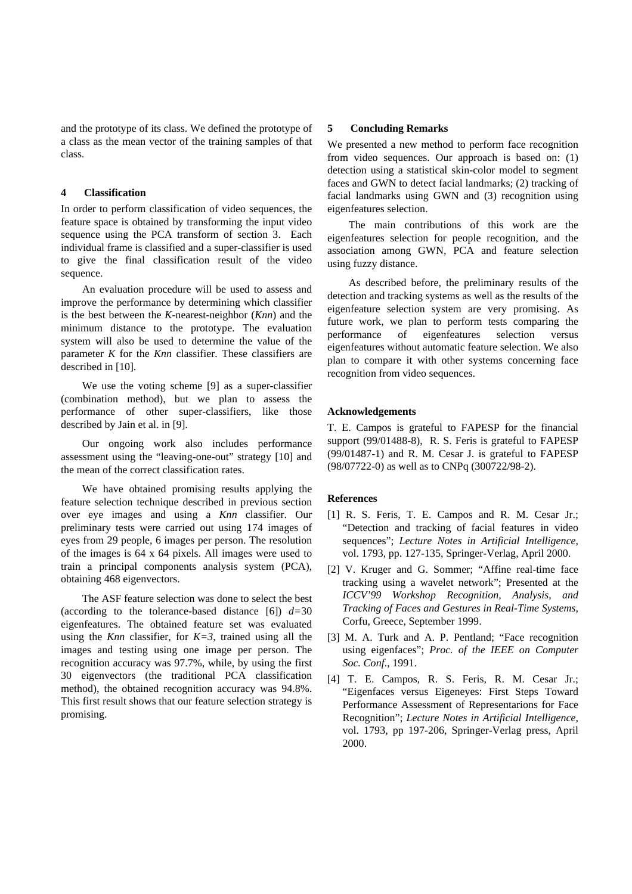and the prototype of its class. We defined the prototype of a class as the mean vector of the training samples of that class.

## 4 Classification

In order to perform classification of video sequences, the feature space is obtained by transforming the input video sequence using the PCA transform of section 3. Each individual frame is classified and a super-classifier is used to give the final classification result of the video sequence.

An evaluation procedure will be used to assess and improve the performance by determining which classifier is the best between the *K*-nearest-neighbor (*Knn*) and the minimum distance to the prototype. The evaluation system will also be used to determine the value of the parameter *K* for the *Knn* classifier. These classifiers are described in [10].

We use the voting scheme [9] as a super-classifier (combination method), but we plan to assess the performance of other super-classifiers, like those described by Jain et al. in [9].

Our ongoing work also includes performance assessment using the "leaving-one-out" strategy [10] and the mean of the correct classification rates.

We have obtained promising results applying the feature selection technique described in previous section over eye images and using a *Knn* classifier. Our preliminary tests were carried out using 174 images of eyes from 29 people, 6 images per person. The resolution of the images is 64 x 64 pixels. All images were used to train a principal components analysis system (PCA), obtaining 468 eigenvectors.

The ASF feature selection was done to select the best (according to the tolerance-based distance [6]) $d=30$ eigenfeatures. The obtained feature set was evaluated using the *Knn* classifier, for $K=3$, trained using all the images and testing using one image per person. The recognition accuracy was 97.7%, while, by using the first 30 eigenvectors (the traditional PCA classification method), the obtained recognition accuracy was 94.8%. This first result shows that our feature selection strategy is promising.

## 5 Concluding Remarks

We presented a new method to perform face recognition from video sequences. Our approach is based on: (1) detection using a statistical skin-color model to segment faces and GWN to detect facial landmarks; (2) tracking of facial landmarks using GWN and (3) recognition using eigenfeatures selection.

The main contributions of this work are the eigenfeatures selection for people recognition, and the association among GWN, PCA and feature selection using fuzzy distance.

As described before, the preliminary results of the detection and tracking systems as well as the results of the eigenfeature selection system are very promising. As future work, we plan to perform tests comparing the performance of eigenfeatures selection versus eigenfeatures without automatic feature selection. We also plan to compare it with other systems concerning face recognition from video sequences.

### Acknowledgements

T. E. Campos is grateful to FAPESP for the financial support (99/01488-8), R. S. Feris is grateful to FAPESP (99/01487-1) and R. M. Cesar J. is grateful to FAPESP (98/07722-0) as well as to CNPq (300722/98-2).

### References

[1] R. S. Feris, T. E. Campos and R. M. Cesar Jr.; "Detection and tracking of facial features in video sequences"; *Lecture Notes in Artificial Intelligence*, vol. 1793, pp. 127-135, Springer-Verlag, April 2000.

[2] V. Kruger and G. Sommer; "Affine real-time face tracking using a wavelet network"; Presented at the *ICCV'99 Workshop Recognition, Analysis, and Tracking of Faces and Gestures in Real-Time Systems*, Corfu, Greece, September 1999.

[3] M. A. Turk and A. P. Pentland; "Face recognition using eigenfaces"; *Proc. of the IEEE on Computer Soc. Conf.*, 1991.

[4] T. E. Campos, R. S. Feris, R. M. Cesar Jr.; "Eigenfaces versus Eigeneyes: First Steps Toward Performance Assessment of Representarions for Face Recognition"; *Lecture Notes in Artificial Intelligence*, vol. 1793, pp 197-206, Springer-Verlag press, April 2000.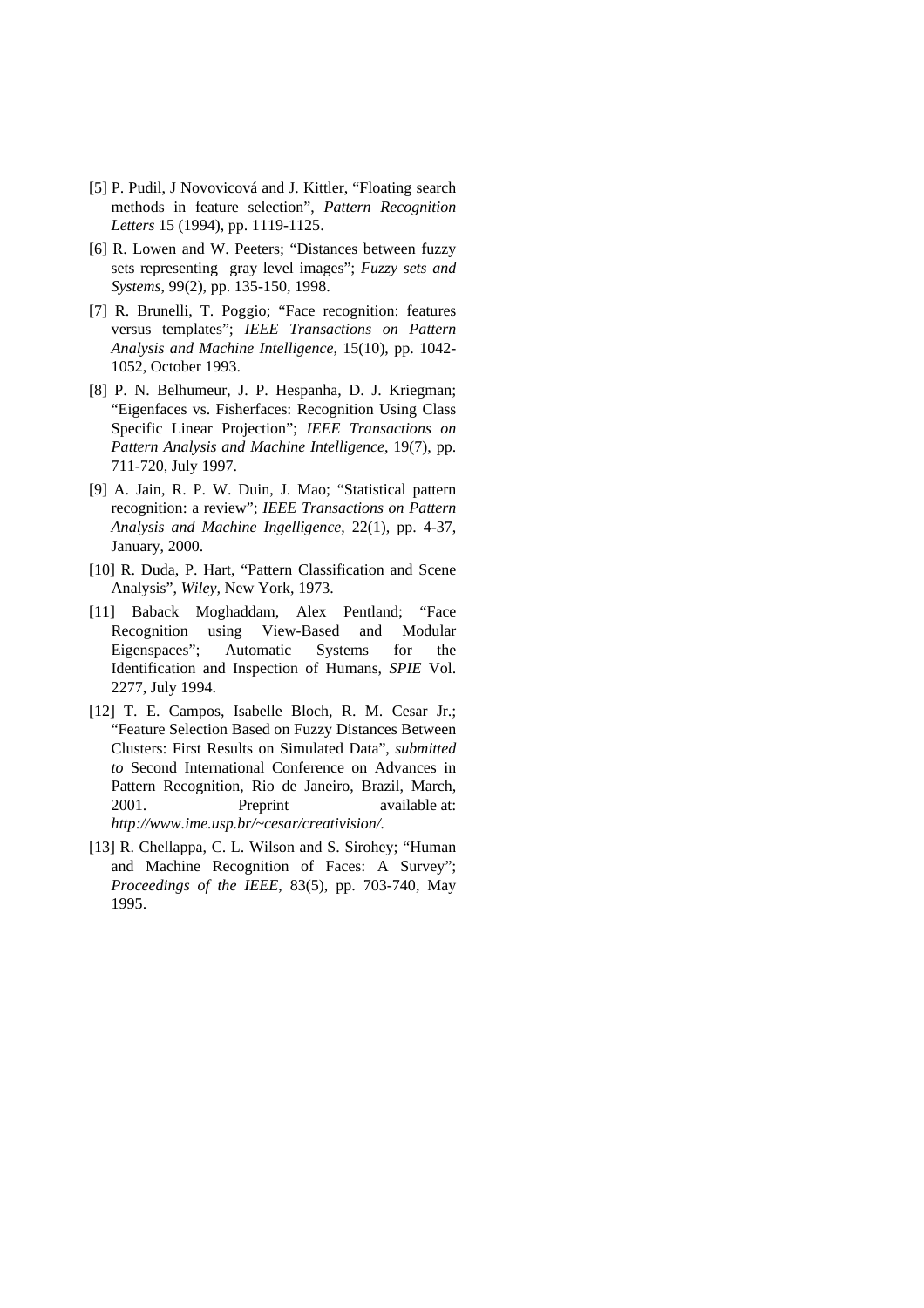[5] P. Pudil, J Novovicová and J. Kittler, "Floating search methods in feature selection", *Pattern Recognition Letters* 15 (1994), pp. 1119-1125.

[6] R. Lowen and W. Peeters; "Distances between fuzzy sets representing gray level images"; *Fuzzy sets and Systems*, 99(2), pp. 135-150, 1998.

[7] R. Brunelli, T. Poggio; "Face recognition: features versus templates"; *IEEE Transactions on Pattern Analysis and Machine Intelligence*, 15(10), pp. 1042-1052, October 1993.

[8] P. N. Belhumeur, J. P. Hespanha, D. J. Kriegman; "Eigenfaces vs. Fisherfaces: Recognition Using Class Specific Linear Projection"; *IEEE Transactions on Pattern Analysis and Machine Intelligence*, 19(7), pp. 711-720, July 1997.

[9] A. Jain, R. P. W. Duin, J. Mao; "Statistical pattern recognition: a review"; *IEEE Transactions on Pattern Analysis and Machine Ingelligence*, 22(1), pp. 4-37, January, 2000.

[10] R. Duda, P. Hart, "Pattern Classification and Scene Analysis", *Wiley*, New York, 1973.

[11] Baback Moghaddam, Alex Pentland; "Face Recognition using View-Based and Modular Eigenspaces"; Automatic Systems for the Identification and Inspection of Humans, *SPIE* Vol. 2277, July 1994.

[12] T. E. Campos, Isabelle Bloch, R. M. Cesar Jr.; "Feature Selection Based on Fuzzy Distances Between Clusters: First Results on Simulated Data", *submitted to* Second International Conference on Advances in Pattern Recognition, Rio de Janeiro, Brazil, March, 2001. Preprint available at: *http://www.ime.usp.br/~cesar/creativision/.*

[13] R. Chellappa, C. L. Wilson and S. Sirohey; "Human and Machine Recognition of Faces: A Survey"; *Proceedings of the IEEE*, 83(5), pp. 703-740, May 1995.